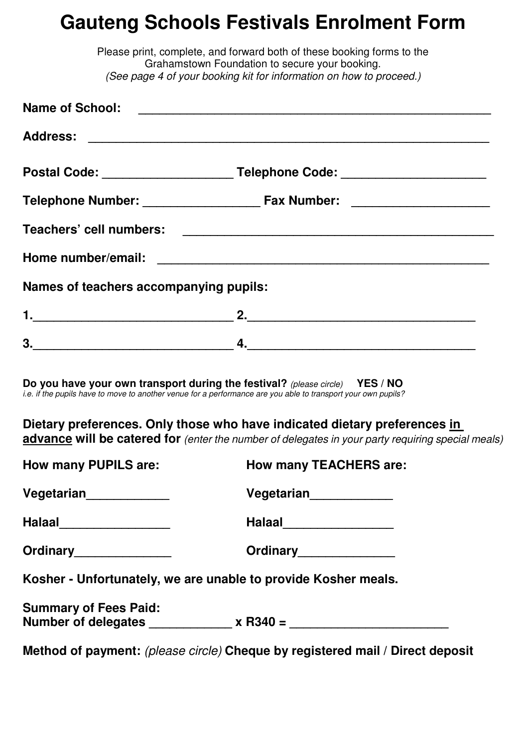# Gauteng Schools Festivals Enrolment Form

Please print, complete, and forward both of these booking forms to the Grahamstown Foundation to secure your booking.
*(See page 4 of your booking kit for information on how to proceed.)*

**Name of School:** ______________________________________________________

**Address:** ___________________________________________________________

**Postal Code:** ___________________ **Telephone Code:** _____________________

**Telephone Number:** _________________ **Fax Number:** ___________________

**Teachers' cell numbers:** ______________________________________________

**Home number/email:** _________________________________________________

**Names of teachers accompanying pupils:**

**1.**______________________________ **2.**__________________________________

**3.**______________________________ **4.**__________________________________

**Do you have your own transport during the festival?** *(please circle)* **YES / NO**
*i.e. if the pupils have to move to another venue for a performance are you able to transport your own pupils?*

**Dietary preferences. Only those who have indicated dietary preferences <u>in advance</u> will be catered for** *(enter the number of delegates in your party requiring special meals)*

| **How many PUPILS are:** | **How many TEACHERS are:** |
|---|---|
| **Vegetarian**____________ | **Vegetarian**____________ |
| **Halaal**________________ | **Halaal**________________ |
| **Ordinary**______________ | **Ordinary**______________ |

**Kosher - Unfortunately, we are unable to provide Kosher meals.**

**Summary of Fees Paid:**
**Number of delegates** ____________ **x R340 =** _______________________

**Method of payment:** *(please circle)* **Cheque by registered mail / Direct deposit**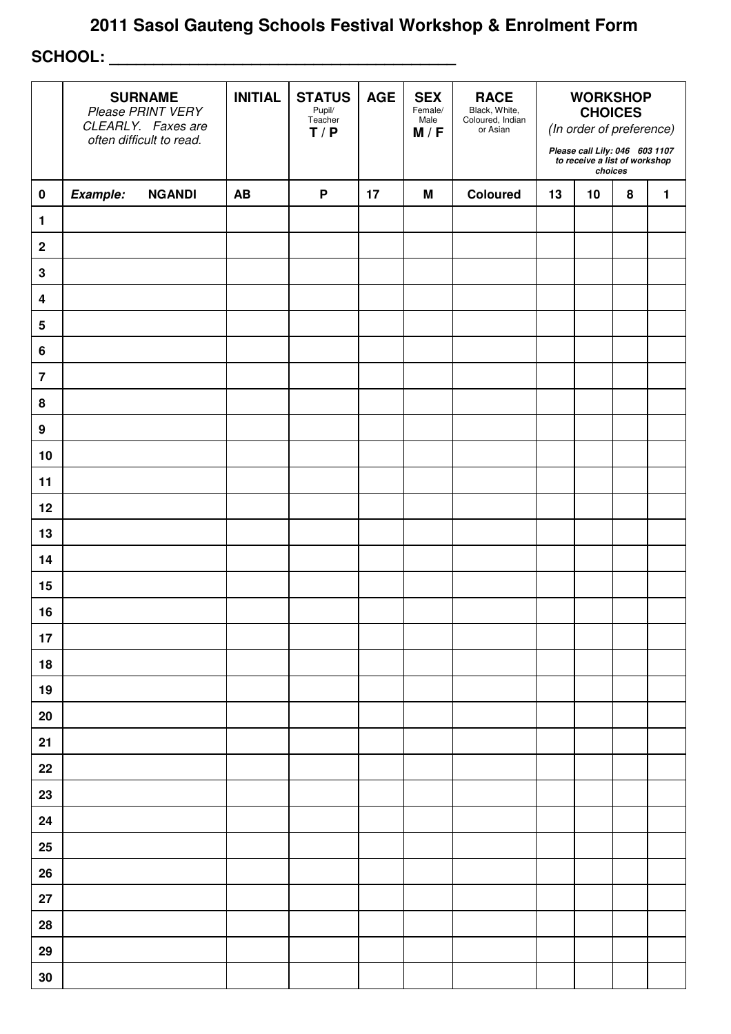# 2011 Sasol Gauteng Schools Festival Workshop & Enrolment Form

**SCHOOL:** ___________________________________________

| | **SURNAME** *Please PRINT VERY CLEARLY. Faxes are often difficult to read.* | **INITIAL** | **STATUS** Pupil/ Teacher **T / P** | **AGE** | **SEX** Female/ Male **M / F** | **RACE** Black, White, Coloured, Indian or Asian | **WORKSHOP CHOICES** *(In order of preference)* ***Please call Lily: 046 603 1107 to receive a list of workshop choices*** | | | |
|---|---|---|---|---|---|---|---|---|---|---|
| **0** | ***Example:*** **NGANDI** | **AB** | **P** | **17** | **M** | **Coloured** | **13** | **10** | **8** | **1** |
| **1** | | | | | | | | | | |
| **2** | | | | | | | | | | |
| **3** | | | | | | | | | | |
| **4** | | | | | | | | | | |
| **5** | | | | | | | | | | |
| **6** | | | | | | | | | | |
| **7** | | | | | | | | | | |
| **8** | | | | | | | | | | |
| **9** | | | | | | | | | | |
| **10** | | | | | | | | | | |
| **11** | | | | | | | | | | |
| **12** | | | | | | | | | | |
| **13** | | | | | | | | | | |
| **14** | | | | | | | | | | |
| **15** | | | | | | | | | | |
| **16** | | | | | | | | | | |
| **17** | | | | | | | | | | |
| **18** | | | | | | | | | | |
| **19** | | | | | | | | | | |
| **20** | | | | | | | | | | |
| **21** | | | | | | | | | | |
| **22** | | | | | | | | | | |
| **23** | | | | | | | | | | |
| **24** | | | | | | | | | | |
| **25** | | | | | | | | | | |
| **26** | | | | | | | | | | |
| **27** | | | | | | | | | | |
| **28** | | | | | | | | | | |
| **29** | | | | | | | | | | |
| **30** | | | | | | | | | | |